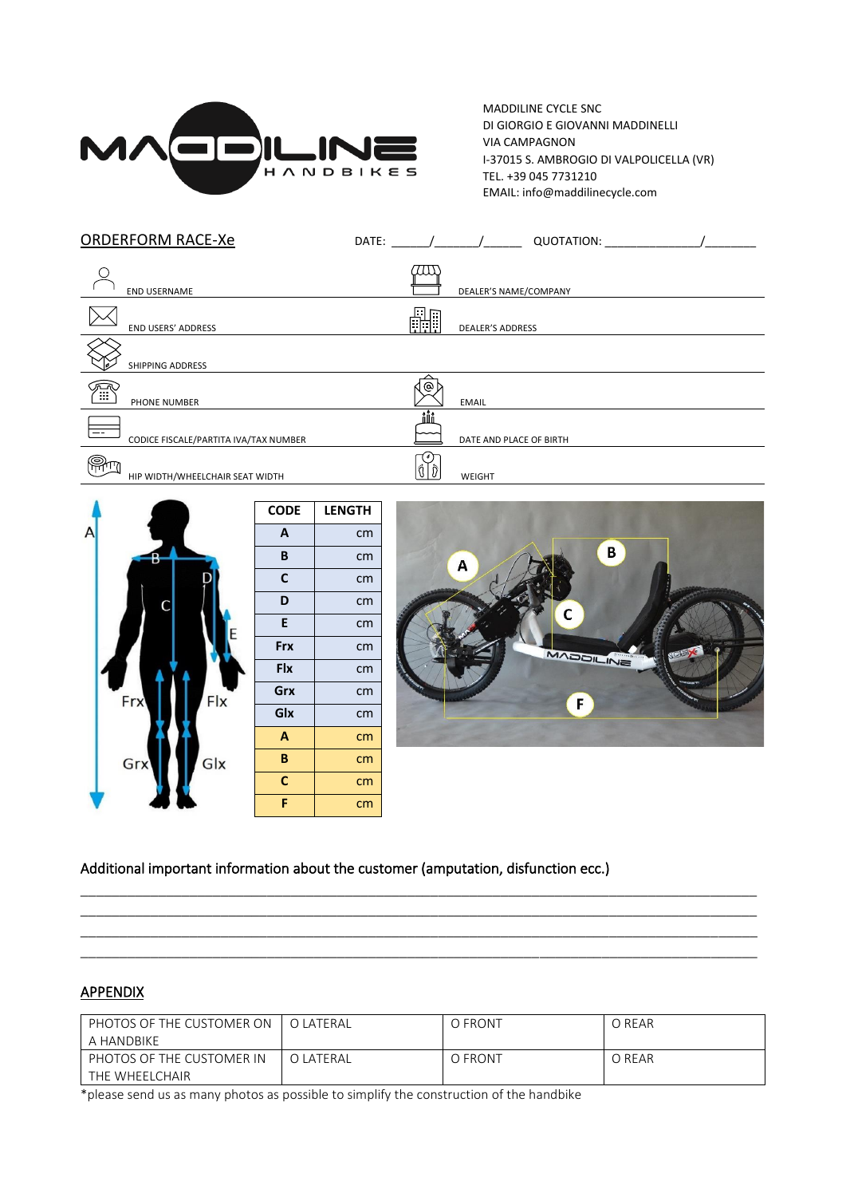MADDILINE CYCLE SNC
DI GIORGIO E GIOVANNI MADDINELLI
VIA CAMPAGNON
I-37015 S. AMBROGIO DI VALPOLICELLA (VR)
TEL. +39 045 7731210
EMAIL: info@maddilinecycle.com

ORDERFORM RACE-Xe

DATE: ______/_______/______ QUOTATION: _______________/________

| | |
|---|---|
| END USERNAME | DEALER'S NAME/COMPANY |
| END USERS' ADDRESS | DEALER'S ADDRESS |
| SHIPPING ADDRESS | |
| PHONE NUMBER | EMAIL |
| CODICE FISCALE/PARTITA IVA/TAX NUMBER | DATE AND PLACE OF BIRTH |
| HIP WIDTH/WHEELCHAIR SEAT WIDTH | WEIGHT |

| CODE | LENGTH |
|---|---|
| A | cm |
| B | cm |
| C | cm |
| D | cm |
| E | cm |
| Frx | cm |
| Flx | cm |
| Grx | cm |
| Glx | cm |
| A | cm |
| B | cm |
| C | cm |
| F | cm |

Additional important information about the customer (amputation, disfunction ecc.)

______________________________________________________________________________________________
______________________________________________________________________________________________
______________________________________________________________________________________________
______________________________________________________________________________________________

APPENDIX

| | | | |
|---|---|---|---|
| PHOTOS OF THE CUSTOMER ON A HANDBIKE | O LATERAL | O FRONT | O REAR |
| PHOTOS OF THE CUSTOMER IN THE WHEELCHAIR | O LATERAL | O FRONT | O REAR |

*please send us as many photos as possible to simplify the construction of the handbike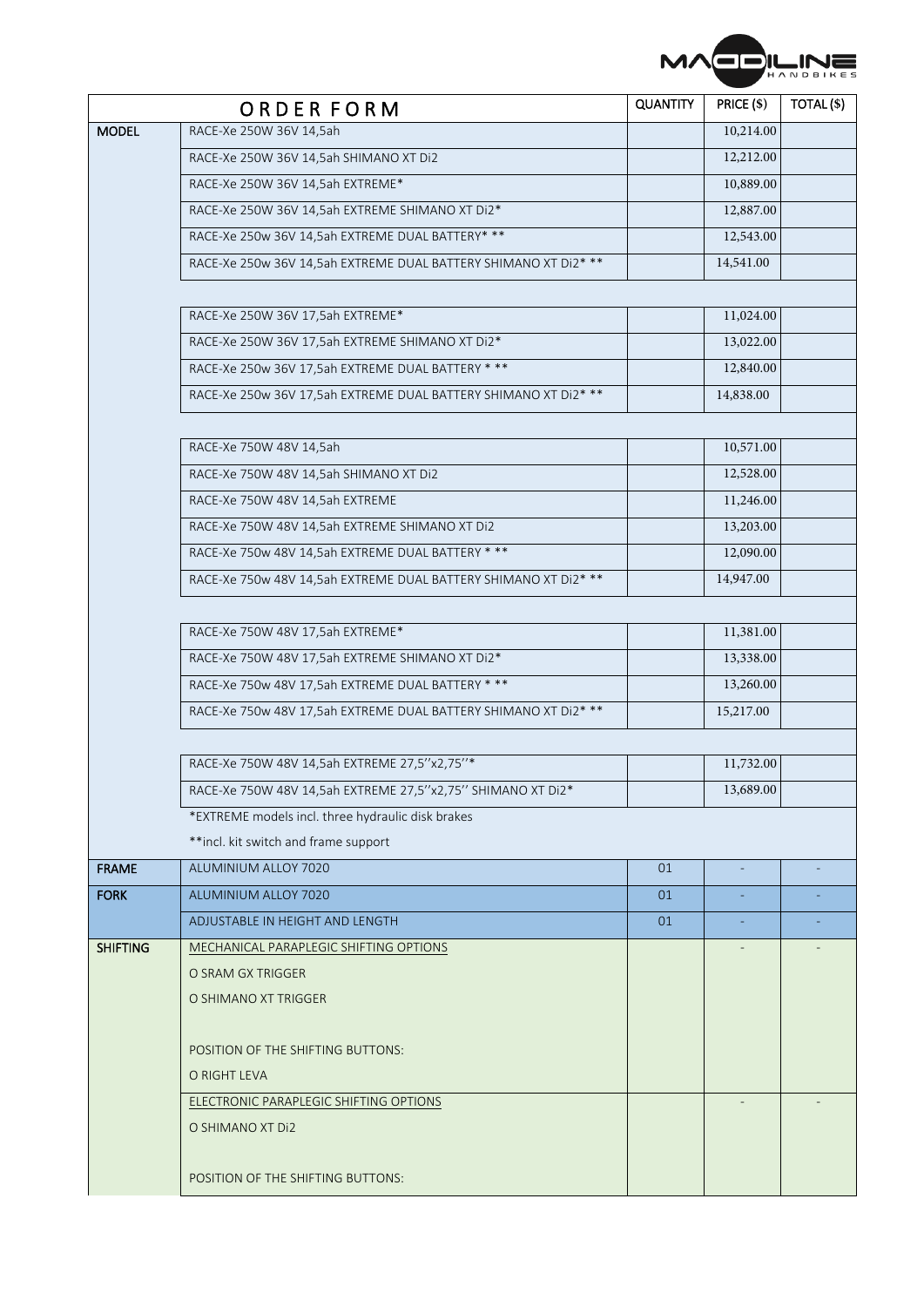| ORDER FORM | | QUANTITY | PRICE ($) | TOTAL ($) |
|---|---|---|---|---|
| MODEL | RACE-Xe 250W 36V 14,5ah | | 10,214.00 | |
| | RACE-Xe 250W 36V 14,5ah SHIMANO XT Di2 | | 12,212.00 | |
| | RACE-Xe 250W 36V 14,5ah EXTREME* | | 10,889.00 | |
| | RACE-Xe 250W 36V 14,5ah EXTREME SHIMANO XT Di2* | | 12,887.00 | |
| | RACE-Xe 250w 36V 14,5ah EXTREME DUAL BATTERY* ** | | 12,543.00 | |
| | RACE-Xe 250w 36V 14,5ah EXTREME DUAL BATTERY SHIMANO XT Di2* ** | | 14,541.00 | |
| | | | | |
| | RACE-Xe 250W 36V 17,5ah EXTREME* | | 11,024.00 | |
| | RACE-Xe 250W 36V 17,5ah EXTREME SHIMANO XT Di2* | | 13,022.00 | |
| | RACE-Xe 250w 36V 17,5ah EXTREME DUAL BATTERY * ** | | 12,840.00 | |
| | RACE-Xe 250w 36V 17,5ah EXTREME DUAL BATTERY SHIMANO XT Di2* ** | | 14,838.00 | |
| | | | | |
| | RACE-Xe 750W 48V 14,5ah | | 10,571.00 | |
| | RACE-Xe 750W 48V 14,5ah SHIMANO XT Di2 | | 12,528.00 | |
| | RACE-Xe 750W 48V 14,5ah EXTREME | | 11,246.00 | |
| | RACE-Xe 750W 48V 14,5ah EXTREME SHIMANO XT Di2 | | 13,203.00 | |
| | RACE-Xe 750w 48V 14,5ah EXTREME DUAL BATTERY * ** | | 12,090.00 | |
| | RACE-Xe 750w 48V 14,5ah EXTREME DUAL BATTERY SHIMANO XT Di2* ** | | 14,947.00 | |
| | | | | |
| | RACE-Xe 750W 48V 17,5ah EXTREME* | | 11,381.00 | |
| | RACE-Xe 750W 48V 17,5ah EXTREME SHIMANO XT Di2* | | 13,338.00 | |
| | RACE-Xe 750w 48V 17,5ah EXTREME DUAL BATTERY * ** | | 13,260.00 | |
| | RACE-Xe 750w 48V 17,5ah EXTREME DUAL BATTERY SHIMANO XT Di2* ** | | 15,217.00 | |
| | | | | |
| | RACE-Xe 750W 48V 14,5ah EXTREME 27,5''x2,75''* | | 11,732.00 | |
| | RACE-Xe 750W 48V 14,5ah EXTREME 27,5''x2,75'' SHIMANO XT Di2* | | 13,689.00 | |
| | *EXTREME models incl. three hydraulic disk brakes | | | |
| | **incl. kit switch and frame support | | | |
| FRAME | ALUMINIUM ALLOY 7020 | 01 | - | - |
| FORK | ALUMINIUM ALLOY 7020 | 01 | - | - |
| | ADJUSTABLE IN HEIGHT AND LENGTH | 01 | - | - |
| SHIFTING | MECHANICAL PARAPLEGIC SHIFTING OPTIONS<br>O SRAM GX TRIGGER<br>O SHIMANO XT TRIGGER<br><br>POSITION OF THE SHIFTING BUTTONS:<br>O RIGHT LEVA | | - | - |
| | ELECTRONIC PARAPLEGIC SHIFTING OPTIONS<br>O SHIMANO XT Di2<br><br>POSITION OF THE SHIFTING BUTTONS: | | - | - |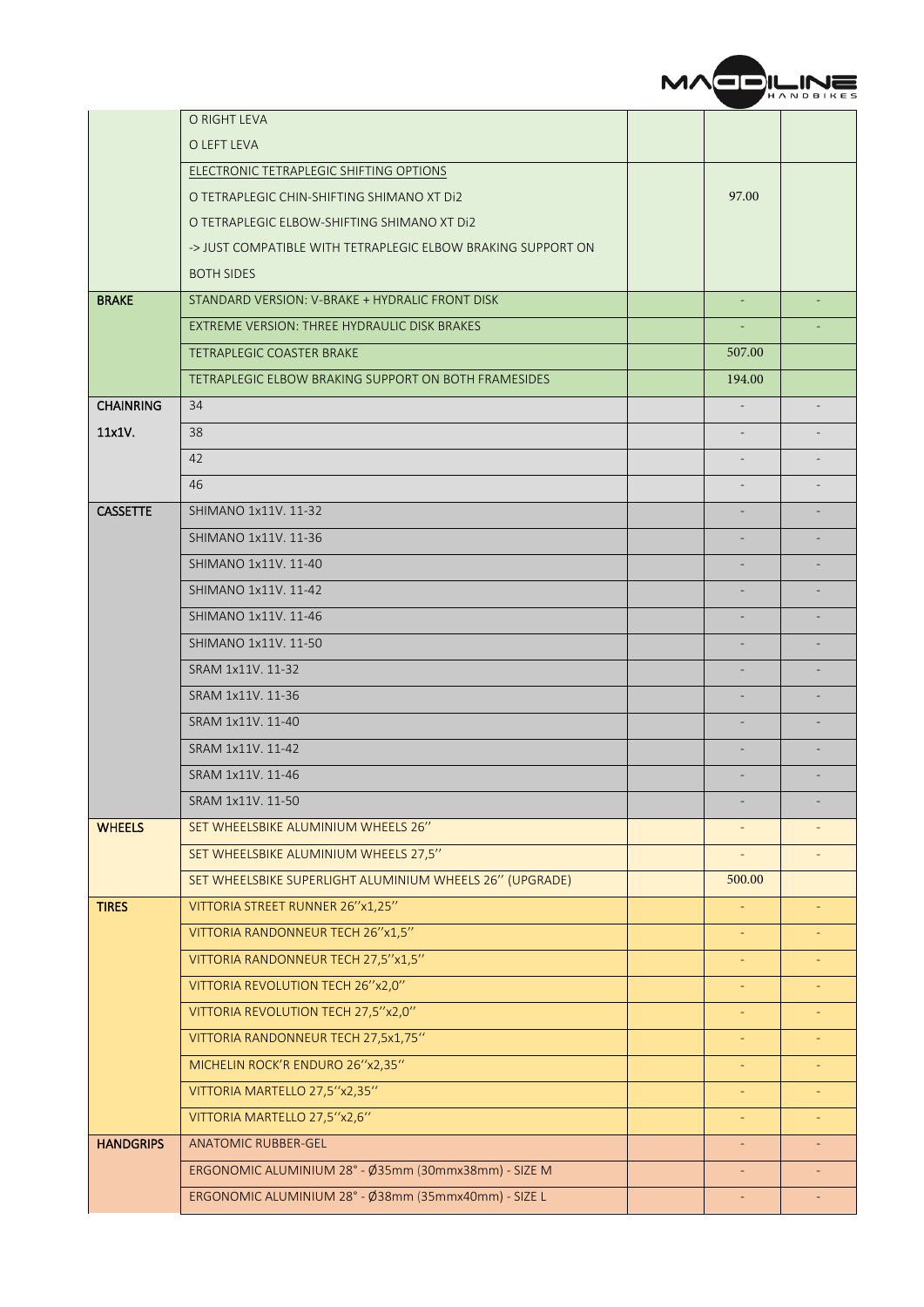| | | | | |
|---|---|---|---|---|
| | O RIGHT LEVA | | | |
| | O LEFT LEVA | | | |
| | ELECTRONIC TETRAPLEGIC SHIFTING OPTIONS | | 97.00 | |
| | O TETRAPLEGIC CHIN-SHIFTING SHIMANO XT Di2 | | | |
| | O TETRAPLEGIC ELBOW-SHIFTING SHIMANO XT Di2 | | | |
| | -> JUST COMPATIBLE WITH TETRAPLEGIC ELBOW BRAKING SUPPORT ON | | | |
| | BOTH SIDES | | | |
| **BRAKE** | STANDARD VERSION: V-BRAKE + HYDRALIC FRONT DISK | | - | - |
| | EXTREME VERSION: THREE HYDRAULIC DISK BRAKES | | - | - |
| | TETRAPLEGIC COASTER BRAKE | | 507.00 | |
| | TETRAPLEGIC ELBOW BRAKING SUPPORT ON BOTH FRAMESIDES | | 194.00 | |
| **CHAINRING 11x1V.** | 34 | | - | - |
| | 38 | | - | - |
| | 42 | | - | - |
| | 46 | | - | - |
| **CASSETTE** | SHIMANO 1x11V. 11-32 | | - | - |
| | SHIMANO 1x11V. 11-36 | | - | - |
| | SHIMANO 1x11V. 11-40 | | - | - |
| | SHIMANO 1x11V. 11-42 | | - | - |
| | SHIMANO 1x11V. 11-46 | | - | - |
| | SHIMANO 1x11V. 11-50 | | - | - |
| | SRAM 1x11V. 11-32 | | - | - |
| | SRAM 1x11V. 11-36 | | - | - |
| | SRAM 1x11V. 11-40 | | - | - |
| | SRAM 1x11V. 11-42 | | - | - |
| | SRAM 1x11V. 11-46 | | - | - |
| | SRAM 1x11V. 11-50 | | - | - |
| **WHEELS** | SET WHEELSBIKE ALUMINIUM WHEELS 26'' | | - | - |
| | SET WHEELSBIKE ALUMINIUM WHEELS 27,5'' | | - | - |
| | SET WHEELSBIKE SUPERLIGHT ALUMINIUM WHEELS 26'' (UPGRADE) | | 500.00 | |
| **TIRES** | VITTORIA STREET RUNNER 26''x1,25'' | | - | - |
| | VITTORIA RANDONNEUR TECH 26''x1,5'' | | - | - |
| | VITTORIA RANDONNEUR TECH 27,5''x1,5'' | | - | - |
| | VITTORIA REVOLUTION TECH 26''x2,0'' | | - | - |
| | VITTORIA REVOLUTION TECH 27,5''x2,0'' | | - | - |
| | VITTORIA RANDONNEUR TECH 27,5x1,75'' | | - | - |
| | MICHELIN ROCK'R ENDURO 26''x2,35'' | | - | - |
| | VITTORIA MARTELLO 27,5''x2,35'' | | - | - |
| | VITTORIA MARTELLO 27,5''x2,6'' | | - | - |
| **HANDGRIPS** | ANATOMIC RUBBER-GEL | | - | - |
| | ERGONOMIC ALUMINIUM 28° - Ø35mm (30mmx38mm) - SIZE M | | - | - |
| | ERGONOMIC ALUMINIUM 28° - Ø38mm (35mmx40mm) - SIZE L | | - | - |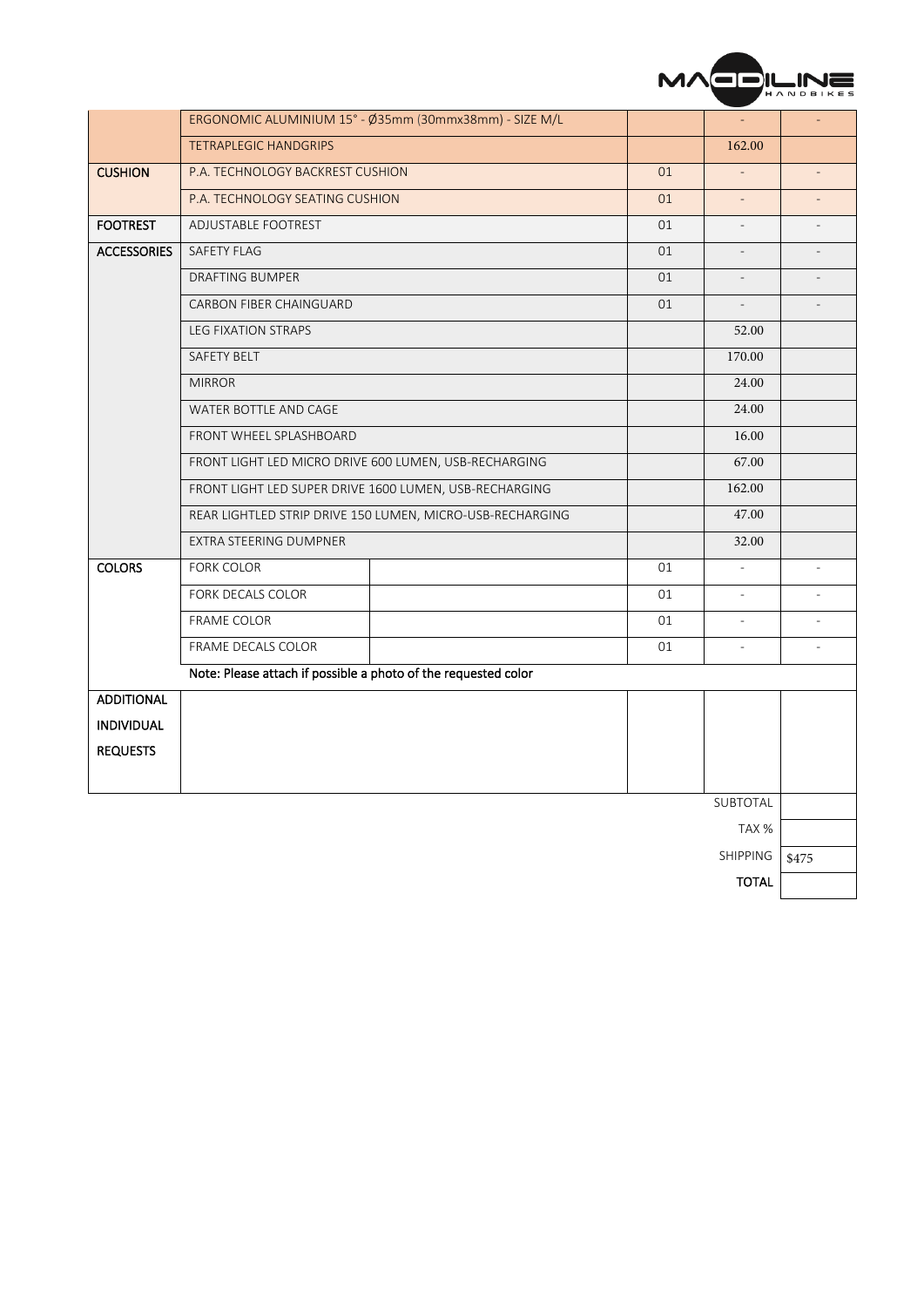| | | | | |
|---|---|---|---|---|
| | ERGONOMIC ALUMINIUM 15° - Ø35mm (30mmx38mm) - SIZE M/L | | - | - |
| | TETRAPLEGIC HANDGRIPS | | 162.00 | |
| **CUSHION** | P.A. TECHNOLOGY BACKREST CUSHION | 01 | - | - |
| | P.A. TECHNOLOGY SEATING CUSHION | 01 | - | - |
| **FOOTREST** | ADJUSTABLE FOOTREST | 01 | - | - |
| **ACCESSORIES** | SAFETY FLAG | 01 | - | - |
| | DRAFTING BUMPER | 01 | - | - |
| | CARBON FIBER CHAINGUARD | 01 | - | - |
| | LEG FIXATION STRAPS | | 52.00 | |
| | SAFETY BELT | | 170.00 | |
| | MIRROR | | 24.00 | |
| | WATER BOTTLE AND CAGE | | 24.00 | |
| | FRONT WHEEL SPLASHBOARD | | 16.00 | |
| | FRONT LIGHT LED MICRO DRIVE 600 LUMEN, USB-RECHARGING | | 67.00 | |
| | FRONT LIGHT LED SUPER DRIVE 1600 LUMEN, USB-RECHARGING | | 162.00 | |
| | REAR LIGHTLED STRIP DRIVE 150 LUMEN, MICRO-USB-RECHARGING | | 47.00 | |
| | EXTRA STEERING DUMPNER | | 32.00 | |
| **COLORS** | FORK COLOR | 01 | - | - |
| | FORK DECALS COLOR | 01 | - | - |
| | FRAME COLOR | 01 | - | - |
| | FRAME DECALS COLOR | 01 | - | - |
| | **Note: Please attach if possible a photo of the requested color** | | | |
| **ADDITIONAL INDIVIDUAL REQUESTS** | | | | |
| | | | SUBTOTAL | |
| | | | TAX % | |
| | | | SHIPPING | $475 |
| | | | **TOTAL** | |